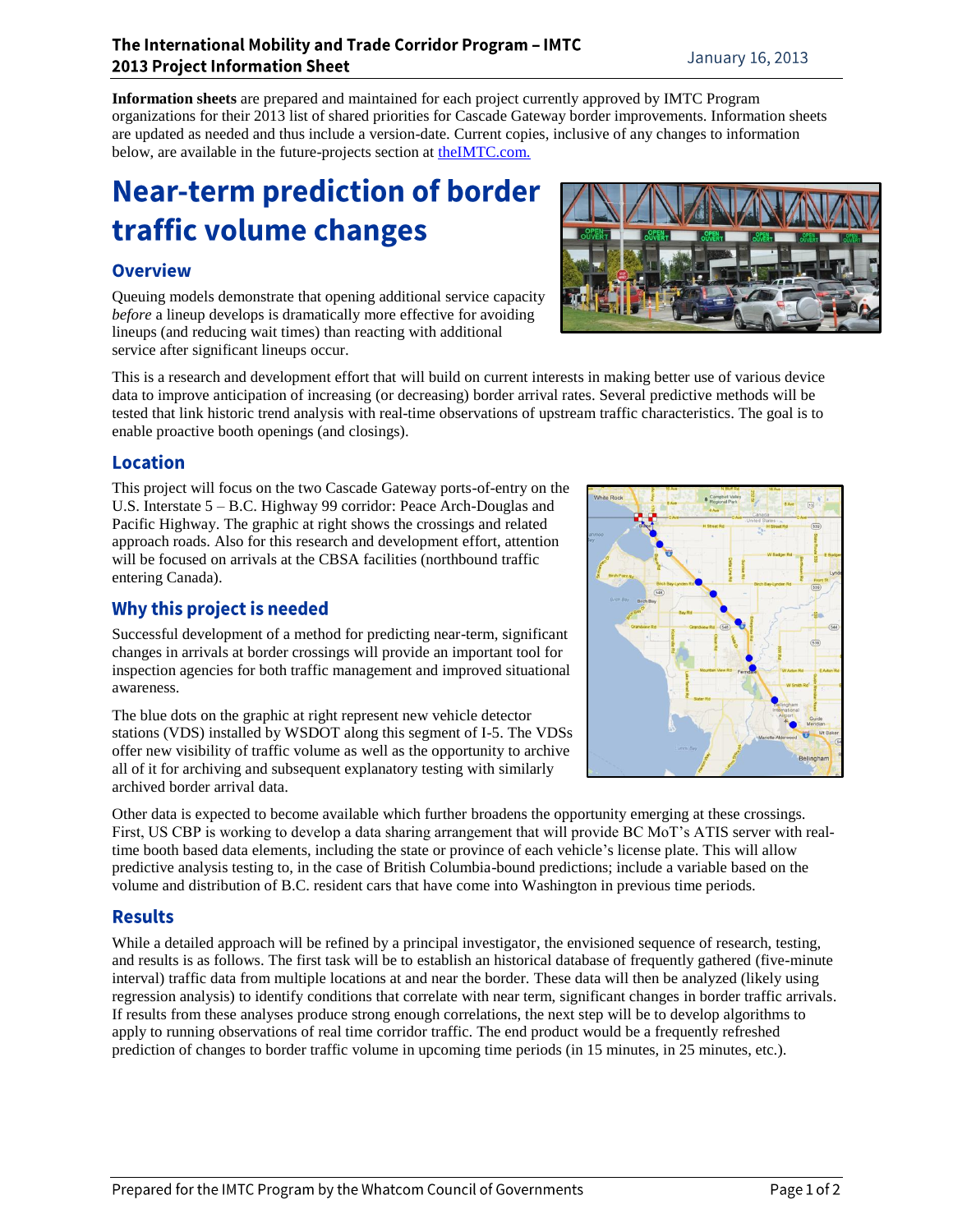**Information sheets** are prepared and maintained for each project currently approved by IMTC Program organizations for their 2013 list of shared priorities for Cascade Gateway border improvements. Information sheets are updated as needed and thus include a version-date. Current copies, inclusive of any changes to information below, are available in the future-projects section at theIMTC.com.

# Near-term prediction of border traffic volume changes

## Overview

Queuing models demonstrate that opening additional service capacity *before* a lineup develops is dramatically more effective for avoiding lineups (and reducing wait times) than reacting with additional service after significant lineups occur.

This is a research and development effort that will build on current interests in making better use of various device data to improve anticipation of increasing (or decreasing) border arrival rates. Several predictive methods will be tested that link historic trend analysis with real-time observations of upstream traffic characteristics. The goal is to enable proactive booth openings (and closings).

## Location

This project will focus on the two Cascade Gateway ports-of-entry on the U.S. Interstate 5 – B.C. Highway 99 corridor: Peace Arch-Douglas and Pacific Highway. The graphic at right shows the crossings and related approach roads. Also for this research and development effort, attention will be focused on arrivals at the CBSA facilities (northbound traffic entering Canada).

## Why this project is needed

Successful development of a method for predicting near-term, significant changes in arrivals at border crossings will provide an important tool for inspection agencies for both traffic management and improved situational awareness.

The blue dots on the graphic at right represent new vehicle detector stations (VDS) installed by WSDOT along this segment of I-5. The VDSs offer new visibility of traffic volume as well as the opportunity to archive all of it for archiving and subsequent explanatory testing with similarly archived border arrival data.

Other data is expected to become available which further broadens the opportunity emerging at these crossings. First, US CBP is working to develop a data sharing arrangement that will provide BC MoT's ATIS server with real-time booth based data elements, including the state or province of each vehicle's license plate. This will allow predictive analysis testing to, in the case of British Columbia-bound predictions; include a variable based on the volume and distribution of B.C. resident cars that have come into Washington in previous time periods.

## Results

While a detailed approach will be refined by a principal investigator, the envisioned sequence of research, testing, and results is as follows. The first task will be to establish an historical database of frequently gathered (five-minute interval) traffic data from multiple locations at and near the border. These data will then be analyzed (likely using regression analysis) to identify conditions that correlate with near term, significant changes in border traffic arrivals. If results from these analyses produce strong enough correlations, the next step will be to develop algorithms to apply to running observations of real time corridor traffic. The end product would be a frequently refreshed prediction of changes to border traffic volume in upcoming time periods (in 15 minutes, in 25 minutes, etc.).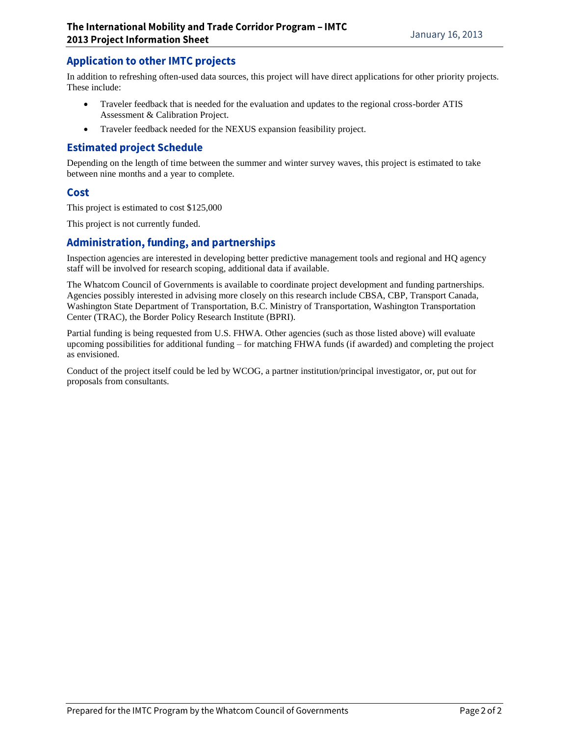## Application to other IMTC projects

In addition to refreshing often-used data sources, this project will have direct applications for other priority projects. These include:

- Traveler feedback that is needed for the evaluation and updates to the regional cross-border ATIS Assessment & Calibration Project.
- Traveler feedback needed for the NEXUS expansion feasibility project.

## Estimated project Schedule

Depending on the length of time between the summer and winter survey waves, this project is estimated to take between nine months and a year to complete.

## Cost

This project is estimated to cost $125,000

This project is not currently funded.

## Administration, funding, and partnerships

Inspection agencies are interested in developing better predictive management tools and regional and HQ agency staff will be involved for research scoping, additional data if available.

The Whatcom Council of Governments is available to coordinate project development and funding partnerships. Agencies possibly interested in advising more closely on this research include CBSA, CBP, Transport Canada, Washington State Department of Transportation, B.C. Ministry of Transportation, Washington Transportation Center (TRAC), the Border Policy Research Institute (BPRI).

Partial funding is being requested from U.S. FHWA. Other agencies (such as those listed above) will evaluate upcoming possibilities for additional funding – for matching FHWA funds (if awarded) and completing the project as envisioned.

Conduct of the project itself could be led by WCOG, a partner institution/principal investigator, or, put out for proposals from consultants.